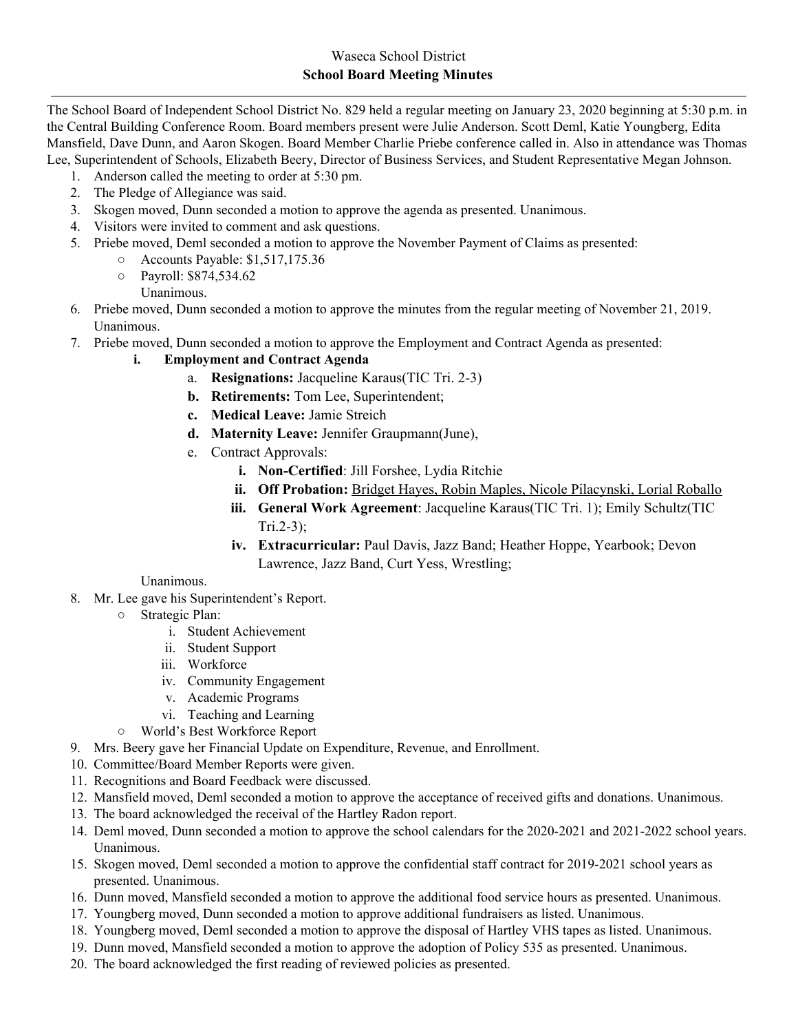Waseca School District

**School Board Meeting Minutes**

---

The School Board of Independent School District No. 829 held a regular meeting on January 23, 2020 beginning at 5:30 p.m. in the Central Building Conference Room. Board members present were Julie Anderson. Scott Deml, Katie Youngberg, Edita Mansfield, Dave Dunn, and Aaron Skogen. Board Member Charlie Priebe conference called in. Also in attendance was Thomas Lee, Superintendent of Schools, Elizabeth Beery, Director of Business Services, and Student Representative Megan Johnson.

1. Anderson called the meeting to order at 5:30 pm.
2. The Pledge of Allegiance was said.
3. Skogen moved, Dunn seconded a motion to approve the agenda as presented. Unanimous.
4. Visitors were invited to comment and ask questions.
5. Priebe moved, Deml seconded a motion to approve the November Payment of Claims as presented:
   - Accounts Payable: $1,517,175.36
   - Payroll: $874,534.62

   Unanimous.
6. Priebe moved, Dunn seconded a motion to approve the minutes from the regular meeting of November 21, 2019. Unanimous.
7. Priebe moved, Dunn seconded a motion to approve the Employment and Contract Agenda as presented:
   - i. **Employment and Contract Agenda**
     - a. **Resignations:** Jacqueline Karaus(TIC Tri. 2-3)
     - **b. Retirements:** Tom Lee, Superintendent;
     - **c. Medical Leave:** Jamie Streich
     - **d. Maternity Leave:** Jennifer Graupmann(June),
     - e. Contract Approvals:
       - i. **Non-Certified**: Jill Forshee, Lydia Ritchie
       - ii. **Off Probation:** <u>Bridget Hayes, Robin Maples, Nicole Pilacynski, Lorial Roballo</u>
       - iii. **General Work Agreement**: Jacqueline Karaus(TIC Tri. 1); Emily Schultz(TIC Tri.2-3);
       - iv. **Extracurricular:** Paul Davis, Jazz Band; Heather Hoppe, Yearbook; Devon Lawrence, Jazz Band, Curt Yess, Wrestling;

   Unanimous.
8. Mr. Lee gave his Superintendent's Report.
   - Strategic Plan:
     - i. Student Achievement
     - ii. Student Support
     - iii. Workforce
     - iv. Community Engagement
     - v. Academic Programs
     - vi. Teaching and Learning
   - World's Best Workforce Report
9. Mrs. Beery gave her Financial Update on Expenditure, Revenue, and Enrollment.
10. Committee/Board Member Reports were given.
11. Recognitions and Board Feedback were discussed.
12. Mansfield moved, Deml seconded a motion to approve the acceptance of received gifts and donations. Unanimous.
13. The board acknowledged the receival of the Hartley Radon report.
14. Deml moved, Dunn seconded a motion to approve the school calendars for the 2020-2021 and 2021-2022 school years. Unanimous.
15. Skogen moved, Deml seconded a motion to approve the confidential staff contract for 2019-2021 school years as presented. Unanimous.
16. Dunn moved, Mansfield seconded a motion to approve the additional food service hours as presented. Unanimous.
17. Youngberg moved, Dunn seconded a motion to approve additional fundraisers as listed. Unanimous.
18. Youngberg moved, Deml seconded a motion to approve the disposal of Hartley VHS tapes as listed. Unanimous.
19. Dunn moved, Mansfield seconded a motion to approve the adoption of Policy 535 as presented. Unanimous.
20. The board acknowledged the first reading of reviewed policies as presented.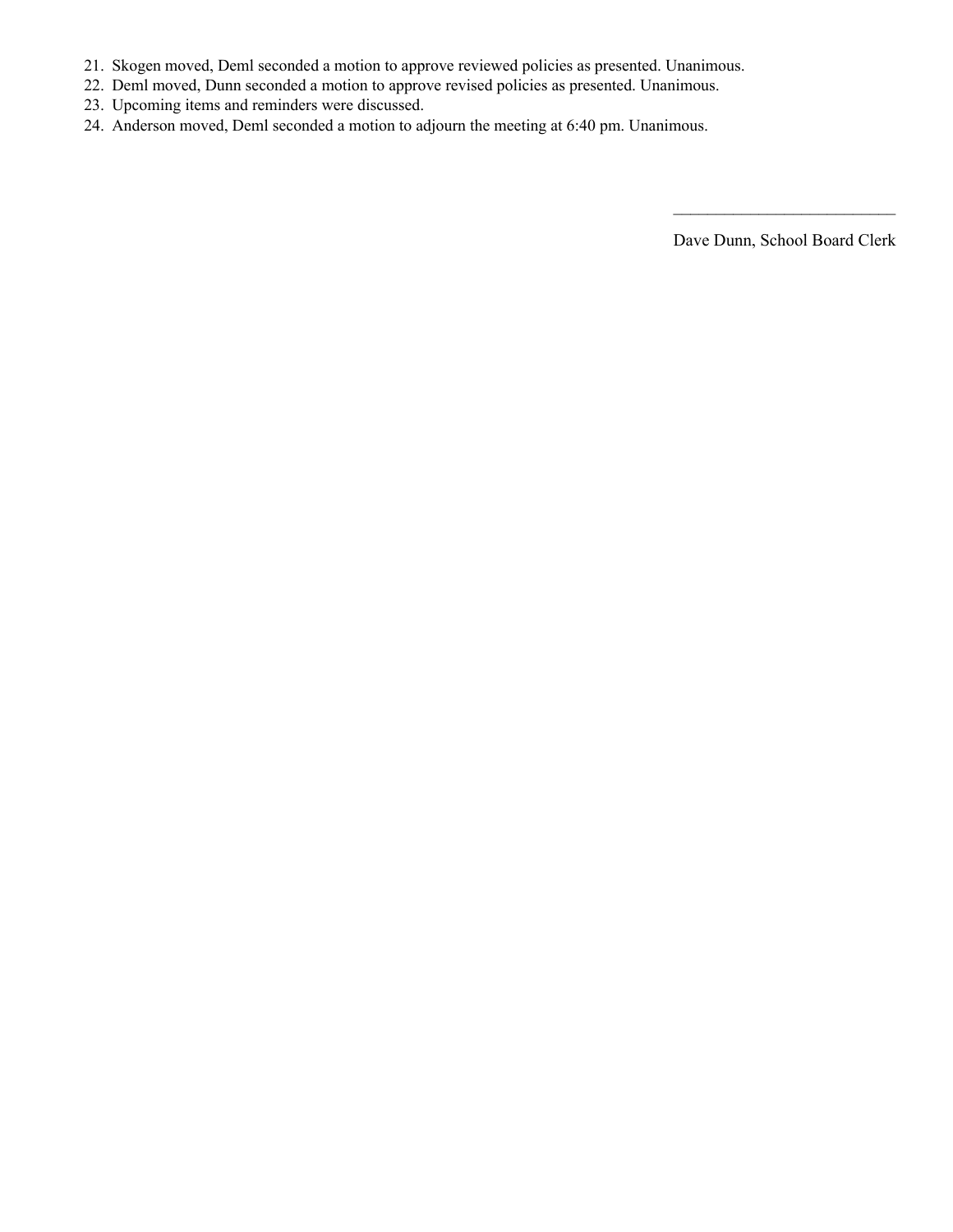21. Skogen moved, Deml seconded a motion to approve reviewed policies as presented. Unanimous.
22. Deml moved, Dunn seconded a motion to approve revised policies as presented. Unanimous.
23. Upcoming items and reminders were discussed.
24. Anderson moved, Deml seconded a motion to adjourn the meeting at 6:40 pm. Unanimous.

\_\_\_\_\_\_\_\_\_\_\_\_\_\_\_\_\_\_\_\_\_\_\_\_\_\_\_

Dave Dunn, School Board Clerk